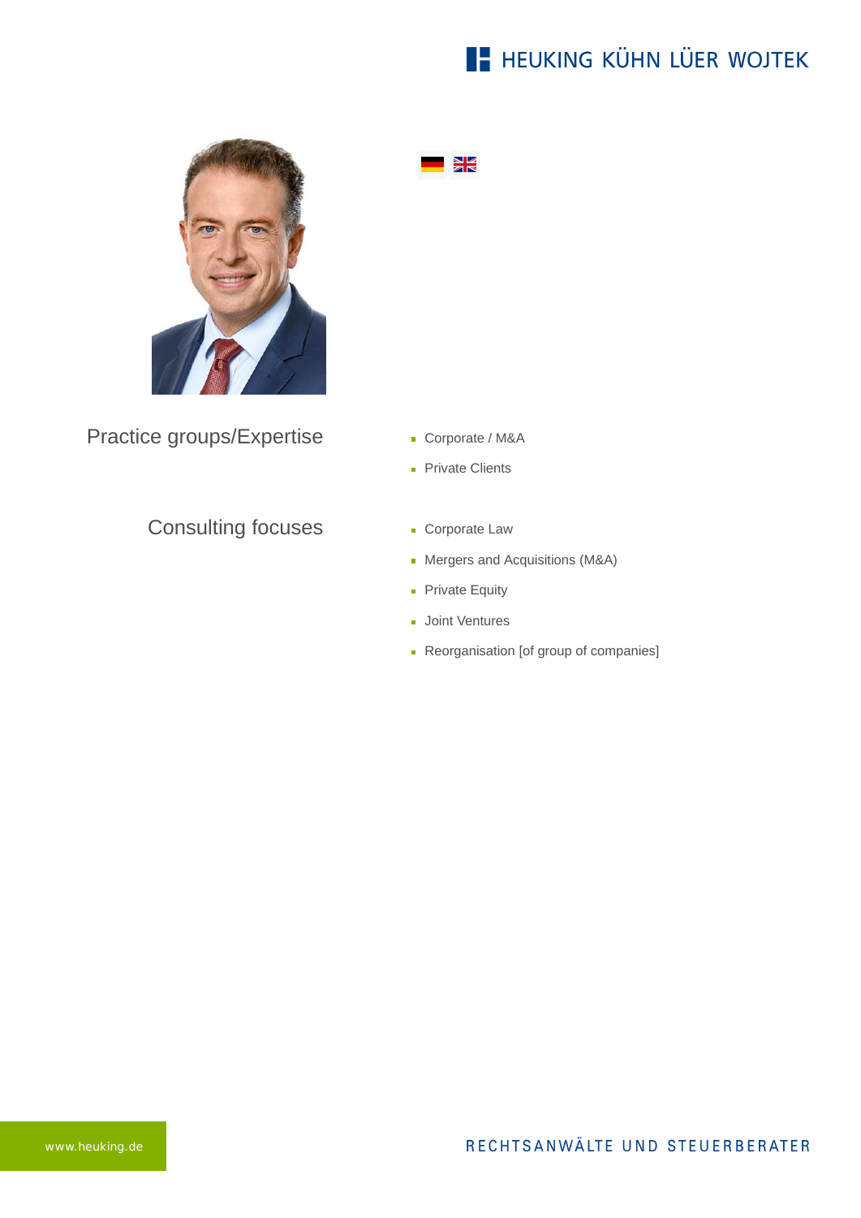## Practice groups/Expertise

- Corporate / M&A
- Private Clients

## Consulting focuses

- Corporate Law
- Mergers and Acquisitions (M&A)
- Private Equity
- Joint Ventures
- Reorganisation [of group of companies]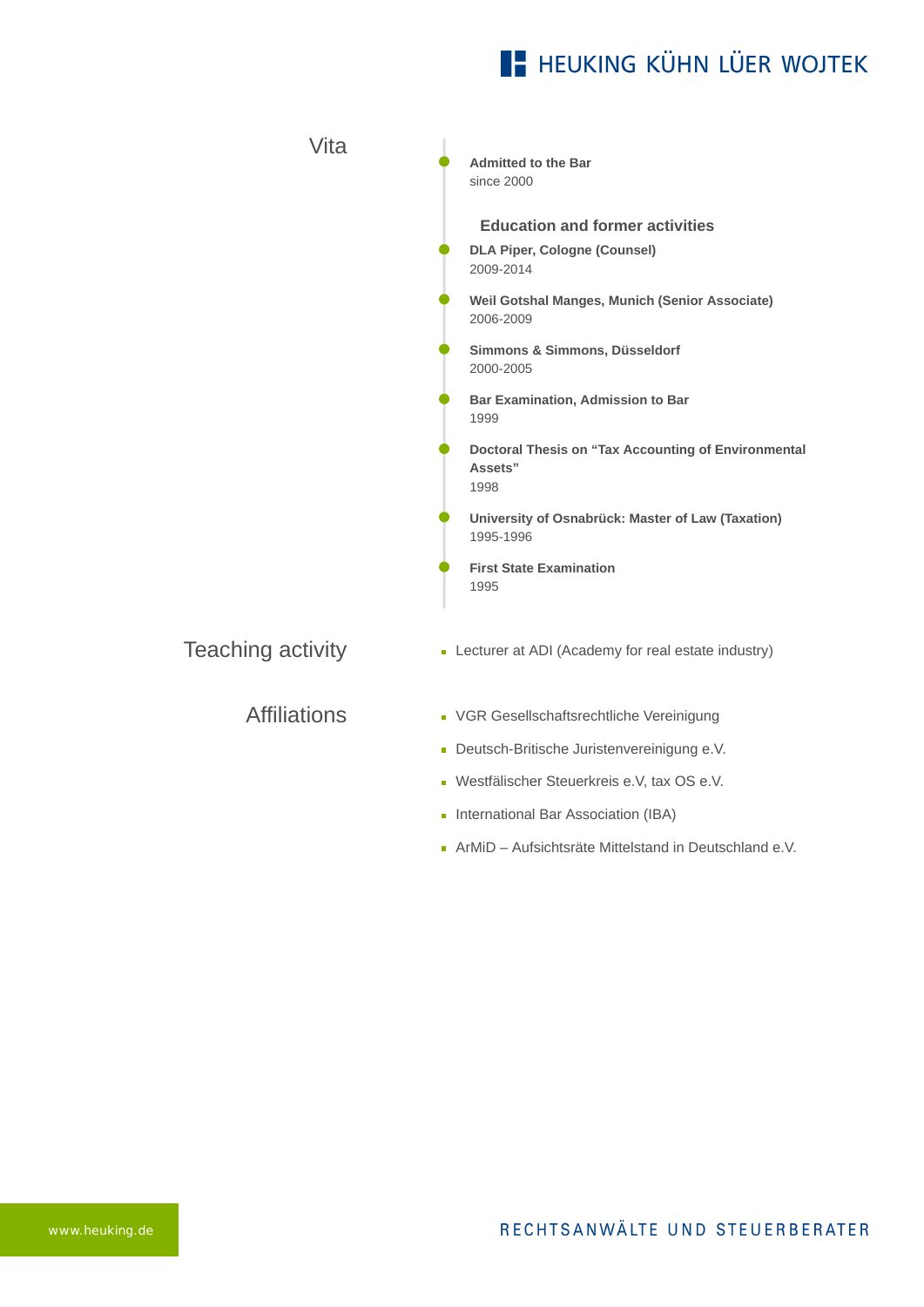## Vita

**Admitted to the Bar**
since 2000

### Education and former activities

**DLA Piper, Cologne (Counsel)**
2009-2014

**Weil Gotshal Manges, Munich (Senior Associate)**
2006-2009

**Simmons & Simmons, Düsseldorf**
2000-2005

**Bar Examination, Admission to Bar**
1999

**Doctoral Thesis on "Tax Accounting of Environmental Assets"**
1998

**University of Osnabrück: Master of Law (Taxation)**
1995-1996

**First State Examination**
1995

## Teaching activity

- Lecturer at ADI (Academy for real estate industry)

## Affiliations

- VGR Gesellschaftsrechtliche Vereinigung
- Deutsch-Britische Juristenvereinigung e.V.
- Westfälischer Steuerkreis e.V, tax OS e.V.
- International Bar Association (IBA)
- ArMiD – Aufsichtsräte Mittelstand in Deutschland e.V.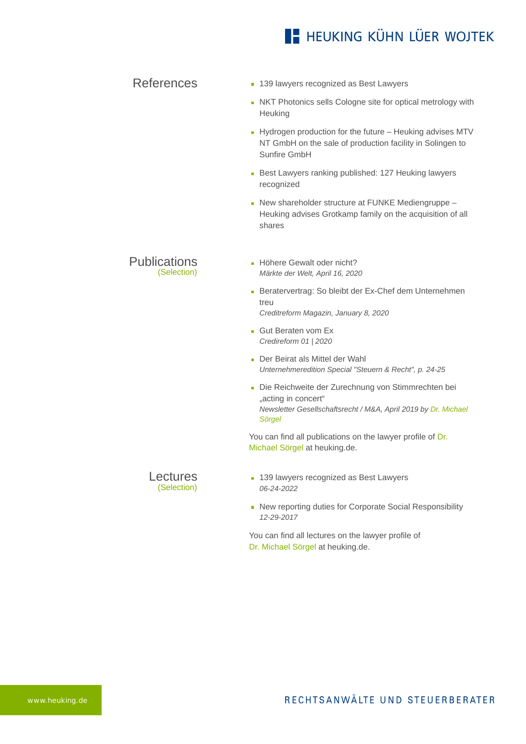## References

- 139 lawyers recognized as Best Lawyers
- NKT Photonics sells Cologne site for optical metrology with Heuking
- Hydrogen production for the future – Heuking advises MTV NT GmbH on the sale of production facility in Solingen to Sunfire GmbH
- Best Lawyers ranking published: 127 Heuking lawyers recognized
- New shareholder structure at FUNKE Mediengruppe – Heuking advises Grotkamp family on the acquisition of all shares

## Publications
(Selection)

- Höhere Gewalt oder nicht?
  *Märkte der Welt, April 16, 2020*
- Beratervertrag: So bleibt der Ex-Chef dem Unternehmen treu
  *Creditreform Magazin, January 8, 2020*
- Gut Beraten vom Ex
  *Credireform 01 | 2020*
- Der Beirat als Mittel der Wahl
  *Unternehmeredition Special "Steuern & Recht", p. 24-25*
- Die Reichweite der Zurechnung von Stimmrechten bei „acting in concert“
  *Newsletter Gesellschaftsrecht / M&A, April 2019 by Dr. Michael Sörgel*

You can find all publications on the lawyer profile of Dr. Michael Sörgel at heuking.de.

## Lectures
(Selection)

- 139 lawyers recognized as Best Lawyers
  *06-24-2022*
- New reporting duties for Corporate Social Responsibility
  *12-29-2017*

You can find all lectures on the lawyer profile of Dr. Michael Sörgel at heuking.de.